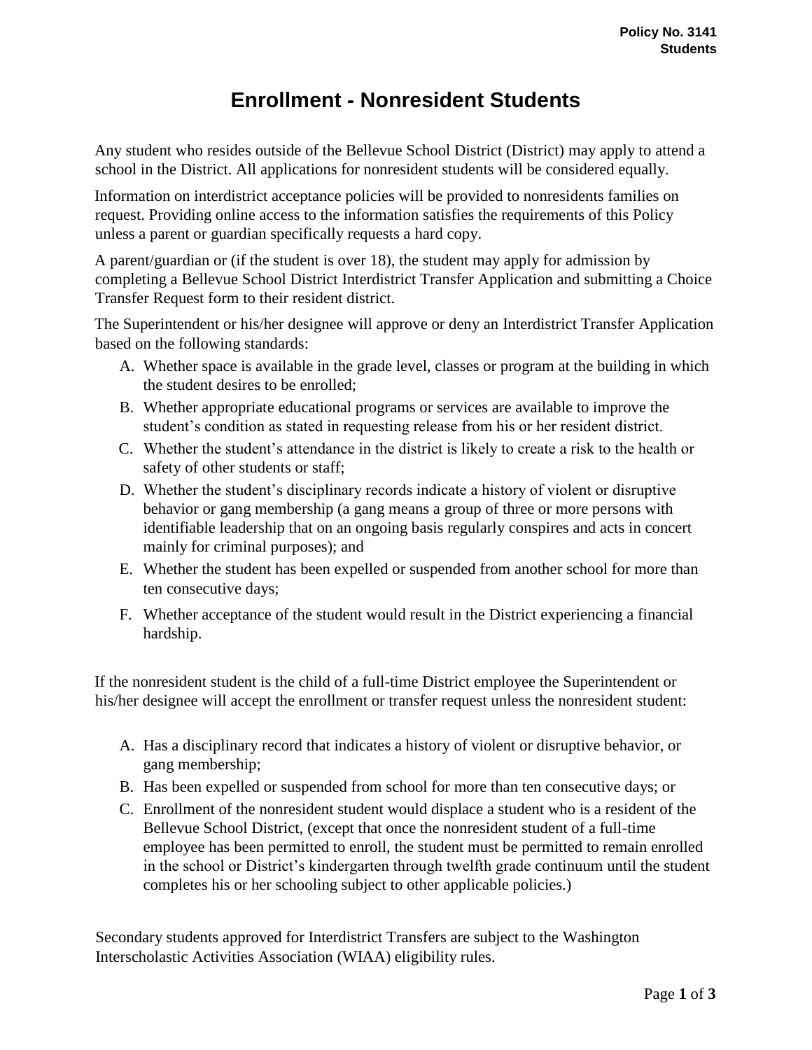Policy No. 3141
Students

# Enrollment - Nonresident Students

Any student who resides outside of the Bellevue School District (District) may apply to attend a school in the District. All applications for nonresident students will be considered equally.

Information on interdistrict acceptance policies will be provided to nonresidents families on request. Providing online access to the information satisfies the requirements of this Policy unless a parent or guardian specifically requests a hard copy.

A parent/guardian or (if the student is over 18), the student may apply for admission by completing a Bellevue School District Interdistrict Transfer Application and submitting a Choice Transfer Request form to their resident district.

The Superintendent or his/her designee will approve or deny an Interdistrict Transfer Application based on the following standards:

A. Whether space is available in the grade level, classes or program at the building in which the student desires to be enrolled;
B. Whether appropriate educational programs or services are available to improve the student's condition as stated in requesting release from his or her resident district.
C. Whether the student's attendance in the district is likely to create a risk to the health or safety of other students or staff;
D. Whether the student's disciplinary records indicate a history of violent or disruptive behavior or gang membership (a gang means a group of three or more persons with identifiable leadership that on an ongoing basis regularly conspires and acts in concert mainly for criminal purposes); and
E. Whether the student has been expelled or suspended from another school for more than ten consecutive days;
F. Whether acceptance of the student would result in the District experiencing a financial hardship.

If the nonresident student is the child of a full-time District employee the Superintendent or his/her designee will accept the enrollment or transfer request unless the nonresident student:

A. Has a disciplinary record that indicates a history of violent or disruptive behavior, or gang membership;
B. Has been expelled or suspended from school for more than ten consecutive days; or
C. Enrollment of the nonresident student would displace a student who is a resident of the Bellevue School District, (except that once the nonresident student of a full-time employee has been permitted to enroll, the student must be permitted to remain enrolled in the school or District's kindergarten through twelfth grade continuum until the student completes his or her schooling subject to other applicable policies.)

Secondary students approved for Interdistrict Transfers are subject to the Washington Interscholastic Activities Association (WIAA) eligibility rules.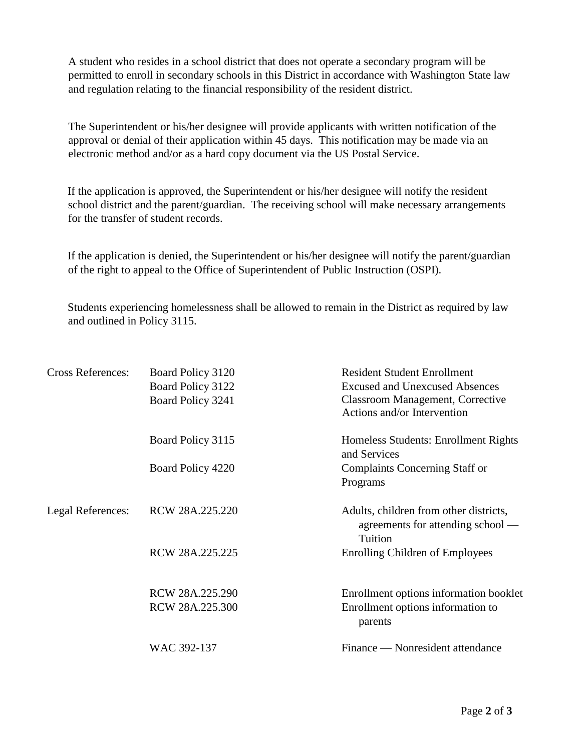A student who resides in a school district that does not operate a secondary program will be permitted to enroll in secondary schools in this District in accordance with Washington State law and regulation relating to the financial responsibility of the resident district.

The Superintendent or his/her designee will provide applicants with written notification of the approval or denial of their application within 45 days. This notification may be made via an electronic method and/or as a hard copy document via the US Postal Service.

If the application is approved, the Superintendent or his/her designee will notify the resident school district and the parent/guardian. The receiving school will make necessary arrangements for the transfer of student records.

If the application is denied, the Superintendent or his/her designee will notify the parent/guardian of the right to appeal to the Office of Superintendent of Public Instruction (OSPI).

Students experiencing homelessness shall be allowed to remain in the District as required by law and outlined in Policy 3115.

| | | |
|---|---|---|
| Cross References: | Board Policy 3120 | Resident Student Enrollment |
| | Board Policy 3122 | Excused and Unexcused Absences |
| | Board Policy 3241 | Classroom Management, Corrective Actions and/or Intervention |
| | Board Policy 3115 | Homeless Students: Enrollment Rights and Services |
| | Board Policy 4220 | Complaints Concerning Staff or Programs |
| Legal References: | RCW 28A.225.220 | Adults, children from other districts, agreements for attending school — Tuition |
| | RCW 28A.225.225 | Enrolling Children of Employees |
| | RCW 28A.225.290 | Enrollment options information booklet |
| | RCW 28A.225.300 | Enrollment options information to parents |
| | WAC 392-137 | Finance — Nonresident attendance |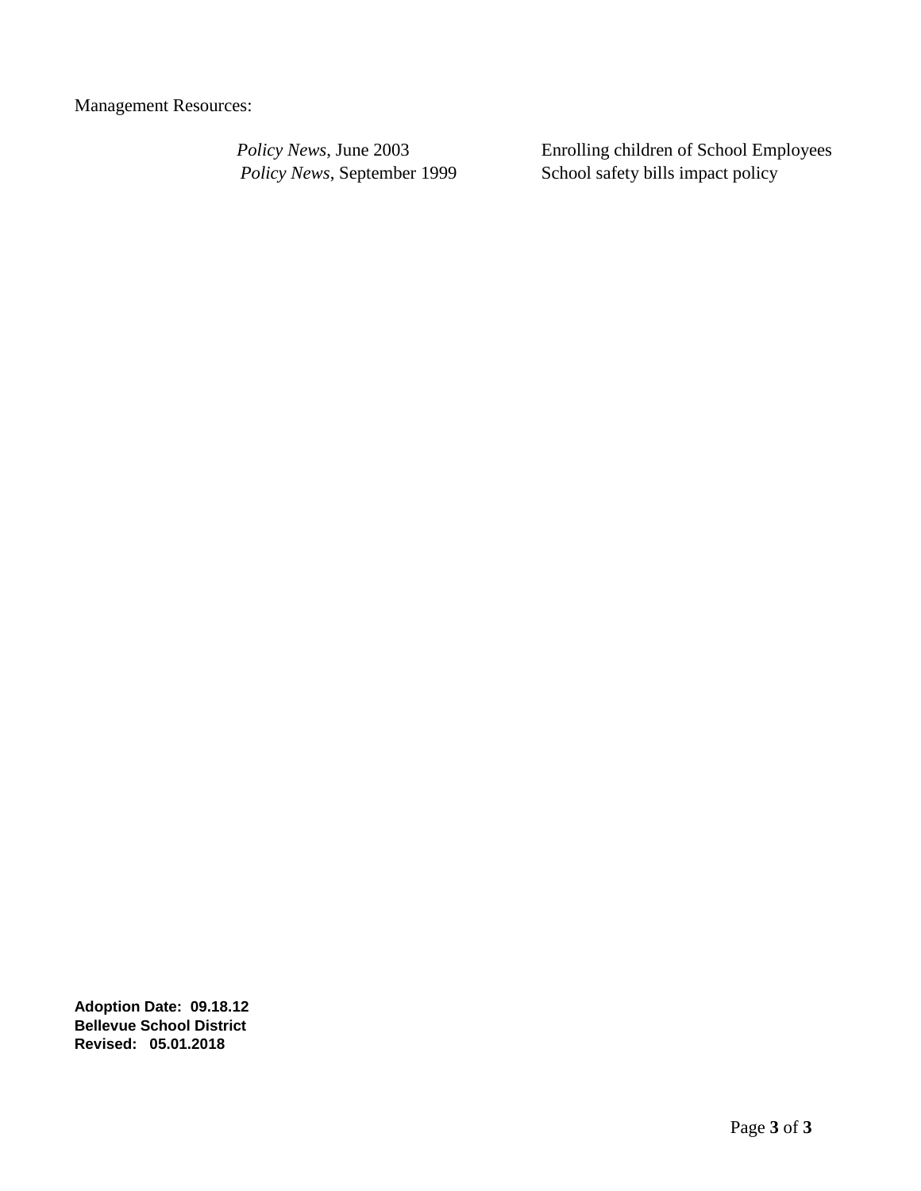Management Resources:

| | |
|---|---|
| *Policy News*, June 2003 | Enrolling children of School Employees |
| *Policy News*, September 1999 | School safety bills impact policy |

**Adoption Date: 09.18.12**
**Bellevue School District**
**Revised: 05.01.2018**